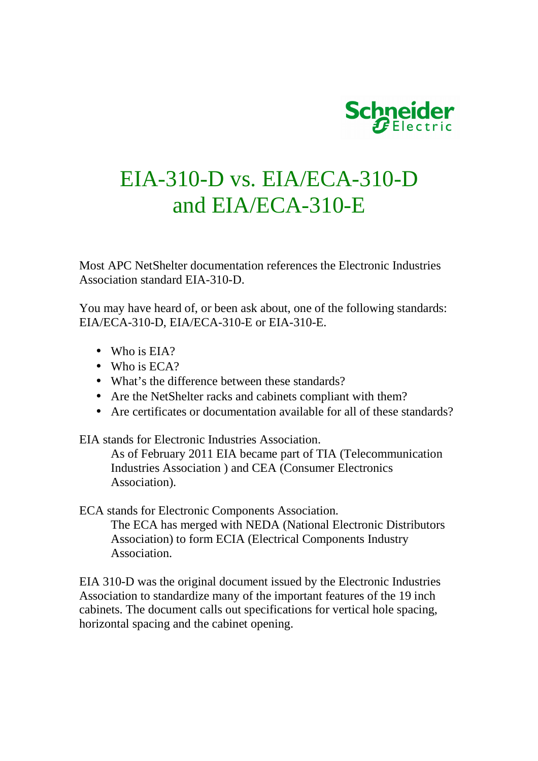# EIA-310-D vs. EIA/ECA-310-D and EIA/ECA-310-E

Most APC NetShelter documentation references the Electronic Industries Association standard EIA-310-D.

You may have heard of, or been ask about, one of the following standards: EIA/ECA-310-D, EIA/ECA-310-E or EIA-310-E.

- Who is EIA?
- Who is ECA?
- What's the difference between these standards?
- Are the NetShelter racks and cabinets compliant with them?
- Are certificates or documentation available for all of these standards?

EIA stands for Electronic Industries Association.

> As of February 2011 EIA became part of TIA (Telecommunication Industries Association ) and CEA (Consumer Electronics Association).

ECA stands for Electronic Components Association.

> The ECA has merged with NEDA (National Electronic Distributors Association) to form ECIA (Electrical Components Industry Association.

EIA 310-D was the original document issued by the Electronic Industries Association to standardize many of the important features of the 19 inch cabinets. The document calls out specifications for vertical hole spacing, horizontal spacing and the cabinet opening.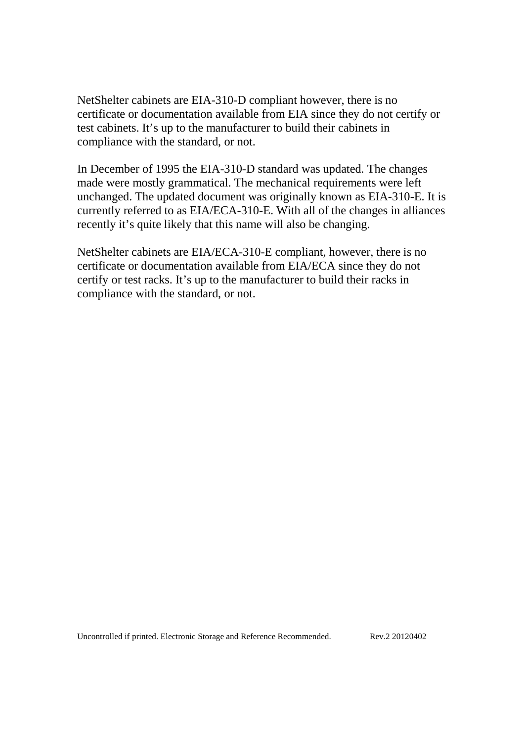NetShelter cabinets are EIA-310-D compliant however, there is no certificate or documentation available from EIA since they do not certify or test cabinets. It's up to the manufacturer to build their cabinets in compliance with the standard, or not.

In December of 1995 the EIA-310-D standard was updated. The changes made were mostly grammatical. The mechanical requirements were left unchanged. The updated document was originally known as EIA-310-E. It is currently referred to as EIA/ECA-310-E. With all of the changes in alliances recently it's quite likely that this name will also be changing.

NetShelter cabinets are EIA/ECA-310-E compliant, however, there is no certificate or documentation available from EIA/ECA since they do not certify or test racks. It's up to the manufacturer to build their racks in compliance with the standard, or not.